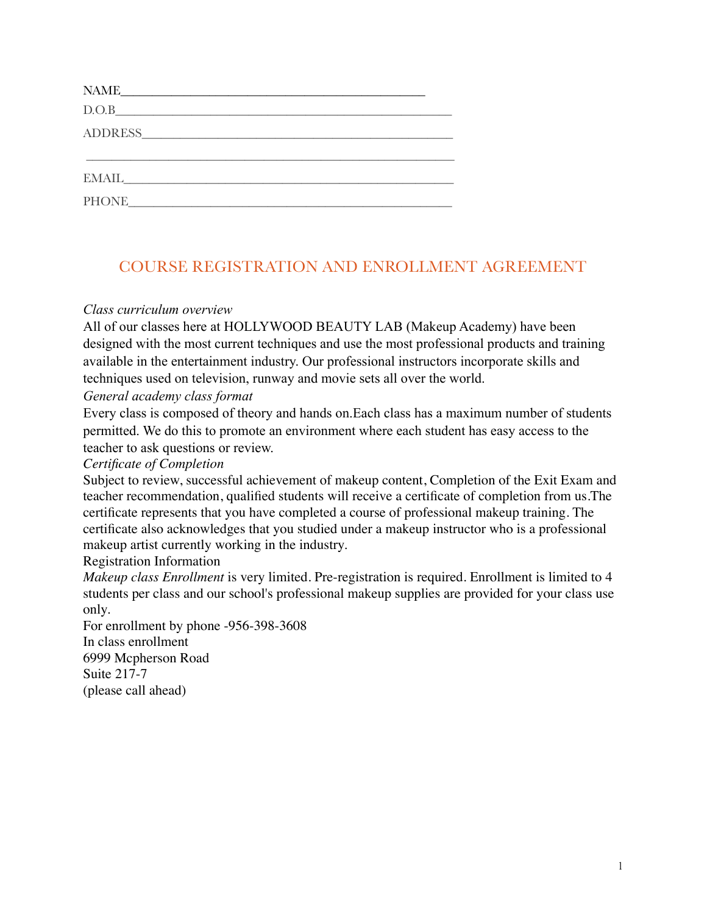NAME_______________________________________________

D.O.B_____________________________________________________

ADDRESS_________________________________________________

___________________________________________________________

EMAIL_____________________________________________________

PHONE_____________________________________________________

## COURSE REGISTRATION AND ENROLLMENT AGREEMENT

*Class curriculum overview*

All of our classes here at HOLLYWOOD BEAUTY LAB (Makeup Academy) have been designed with the most current techniques and use the most professional products and training available in the entertainment industry. Our professional instructors incorporate skills and techniques used on television, runway and movie sets all over the world.

*General academy class format*

Every class is composed of theory and hands on.Each class has a maximum number of students permitted. We do this to promote an environment where each student has easy access to the teacher to ask questions or review.

*Certificate of Completion*

Subject to review, successful achievement of makeup content, Completion of the Exit Exam and teacher recommendation, qualified students will receive a certificate of completion from us.The certificate represents that you have completed a course of professional makeup training. The certificate also acknowledges that you studied under a makeup instructor who is a professional makeup artist currently working in the industry.

Registration Information

*Makeup class Enrollment* is very limited. Pre-registration is required. Enrollment is limited to 4 students per class and our school's professional makeup supplies are provided for your class use only.

For enrollment by phone -956-398-3608

In class enrollment

6999 Mcpherson Road

Suite 217-7

(please call ahead)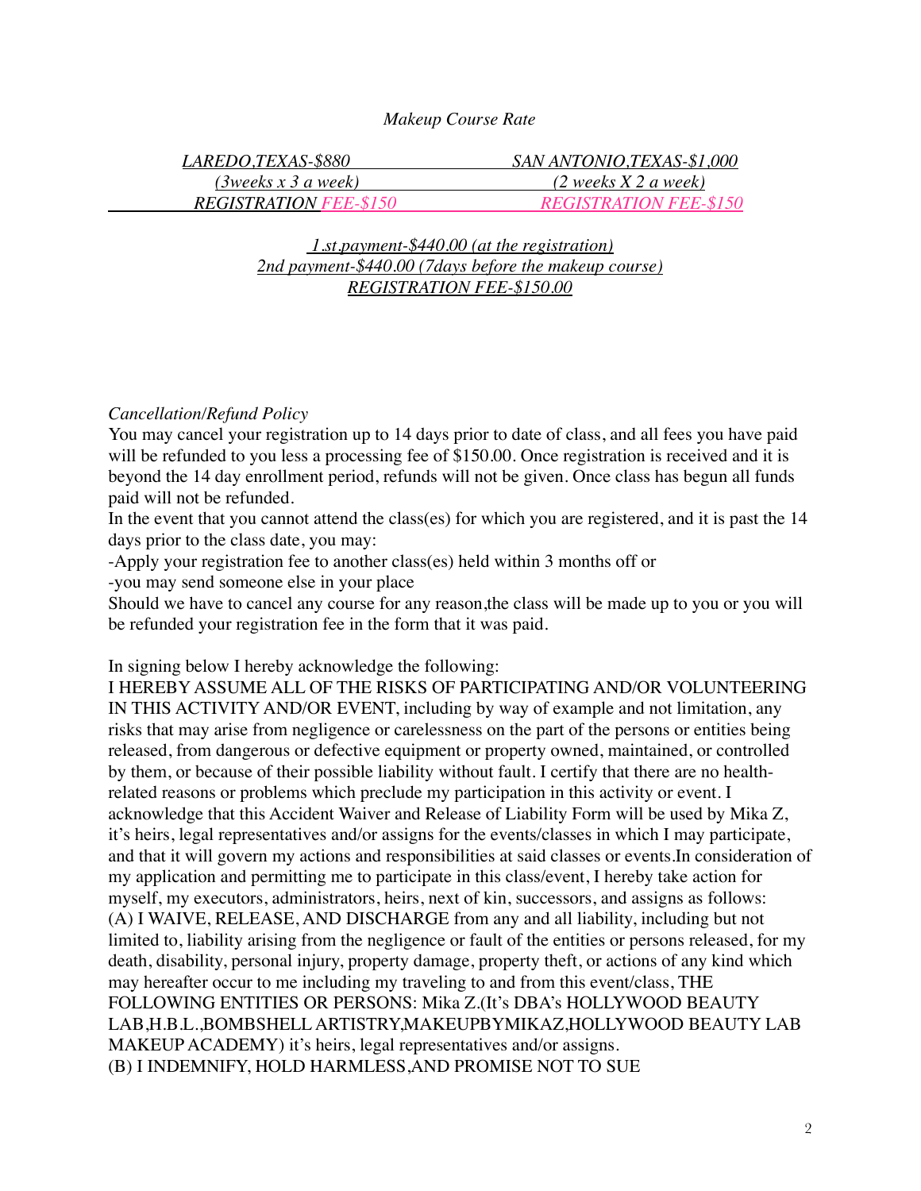*Makeup Course Rate*

| *LAREDO,TEXAS-$880* | *SAN ANTONIO,TEXAS-$1,000* |
|---|---|
| *(3weeks x 3 a week)* | *(2 weeks X 2 a week)* |
| *REGISTRATION FEE-$150* | *REGISTRATION FEE-$150* |

*1.st payment-$440.00 (at the registration)*
*2nd payment-$440.00 (7days before the makeup course)*
*REGISTRATION FEE-$150.00*

*Cancellation/Refund Policy*

You may cancel your registration up to 14 days prior to date of class, and all fees you have paid will be refunded to you less a processing fee of $150.00. Once registration is received and it is beyond the 14 day enrollment period, refunds will not be given. Once class has begun all funds paid will not be refunded.

In the event that you cannot attend the class(es) for which you are registered, and it is past the 14 days prior to the class date, you may:

-Apply your registration fee to another class(es) held within 3 months off or

-you may send someone else in your place

Should we have to cancel any course for any reason,the class will be made up to you or you will be refunded your registration fee in the form that it was paid.

In signing below I hereby acknowledge the following:

I HEREBY ASSUME ALL OF THE RISKS OF PARTICIPATING AND/OR VOLUNTEERING IN THIS ACTIVITY AND/OR EVENT, including by way of example and not limitation, any risks that may arise from negligence or carelessness on the part of the persons or entities being released, from dangerous or defective equipment or property owned, maintained, or controlled by them, or because of their possible liability without fault. I certify that there are no health-related reasons or problems which preclude my participation in this activity or event. I acknowledge that this Accident Waiver and Release of Liability Form will be used by Mika Z, it's heirs, legal representatives and/or assigns for the events/classes in which I may participate, and that it will govern my actions and responsibilities at said classes or events.In consideration of my application and permitting me to participate in this class/event, I hereby take action for myself, my executors, administrators, heirs, next of kin, successors, and assigns as follows:

(A) I WAIVE, RELEASE, AND DISCHARGE from any and all liability, including but not limited to, liability arising from the negligence or fault of the entities or persons released, for my death, disability, personal injury, property damage, property theft, or actions of any kind which may hereafter occur to me including my traveling to and from this event/class, THE FOLLOWING ENTITIES OR PERSONS: Mika Z.(It's DBA's HOLLYWOOD BEAUTY LAB,H.B.L.,BOMBSHELL ARTISTRY,MAKEUPBYMIKAZ,HOLLYWOOD BEAUTY LAB MAKEUP ACADEMY) it's heirs, legal representatives and/or assigns.

(B) I INDEMNIFY, HOLD HARMLESS,AND PROMISE NOT TO SUE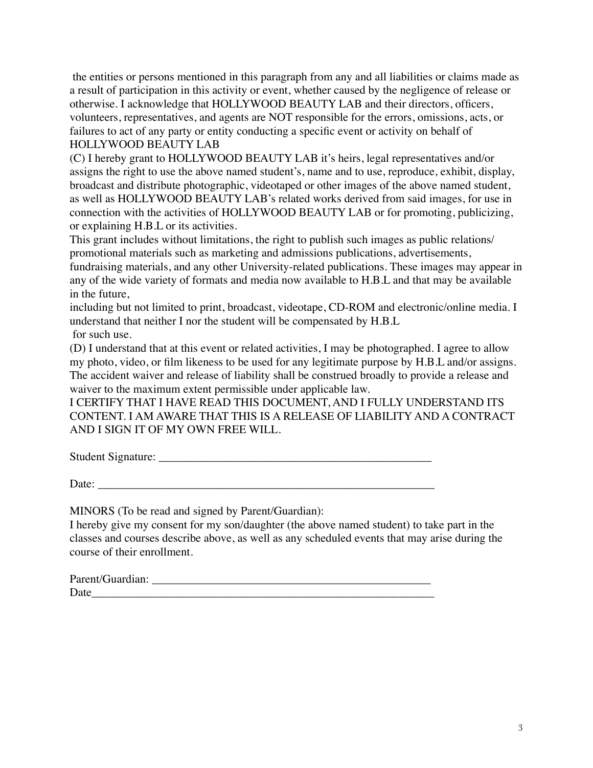the entities or persons mentioned in this paragraph from any and all liabilities or claims made as a result of participation in this activity or event, whether caused by the negligence of release or otherwise. I acknowledge that HOLLYWOOD BEAUTY LAB and their directors, officers, volunteers, representatives, and agents are NOT responsible for the errors, omissions, acts, or failures to act of any party or entity conducting a specific event or activity on behalf of HOLLYWOOD BEAUTY LAB

(C) I hereby grant to HOLLYWOOD BEAUTY LAB it's heirs, legal representatives and/or assigns the right to use the above named student's, name and to use, reproduce, exhibit, display, broadcast and distribute photographic, videotaped or other images of the above named student, as well as HOLLYWOOD BEAUTY LAB's related works derived from said images, for use in connection with the activities of HOLLYWOOD BEAUTY LAB or for promoting, publicizing, or explaining H.B.L or its activities.

This grant includes without limitations, the right to publish such images as public relations/ promotional materials such as marketing and admissions publications, advertisements, fundraising materials, and any other University-related publications. These images may appear in any of the wide variety of formats and media now available to H.B.L and that may be available in the future,

including but not limited to print, broadcast, videotape, CD-ROM and electronic/online media. I understand that neither I nor the student will be compensated by H.B.L for such use.

(D) I understand that at this event or related activities, I may be photographed. I agree to allow my photo, video, or film likeness to be used for any legitimate purpose by H.B.L and/or assigns. The accident waiver and release of liability shall be construed broadly to provide a release and waiver to the maximum extent permissible under applicable law.

I CERTIFY THAT I HAVE READ THIS DOCUMENT, AND I FULLY UNDERSTAND ITS CONTENT. I AM AWARE THAT THIS IS A RELEASE OF LIABILITY AND A CONTRACT AND I SIGN IT OF MY OWN FREE WILL.

Student Signature: ________________________________________________

Date: ____________________________________________________________

MINORS (To be read and signed by Parent/Guardian):

I hereby give my consent for my son/daughter (the above named student) to take part in the classes and courses describe above, as well as any scheduled events that may arise during the course of their enrollment.

Parent/Guardian: __________________________________________________

Date____________________________________________________________